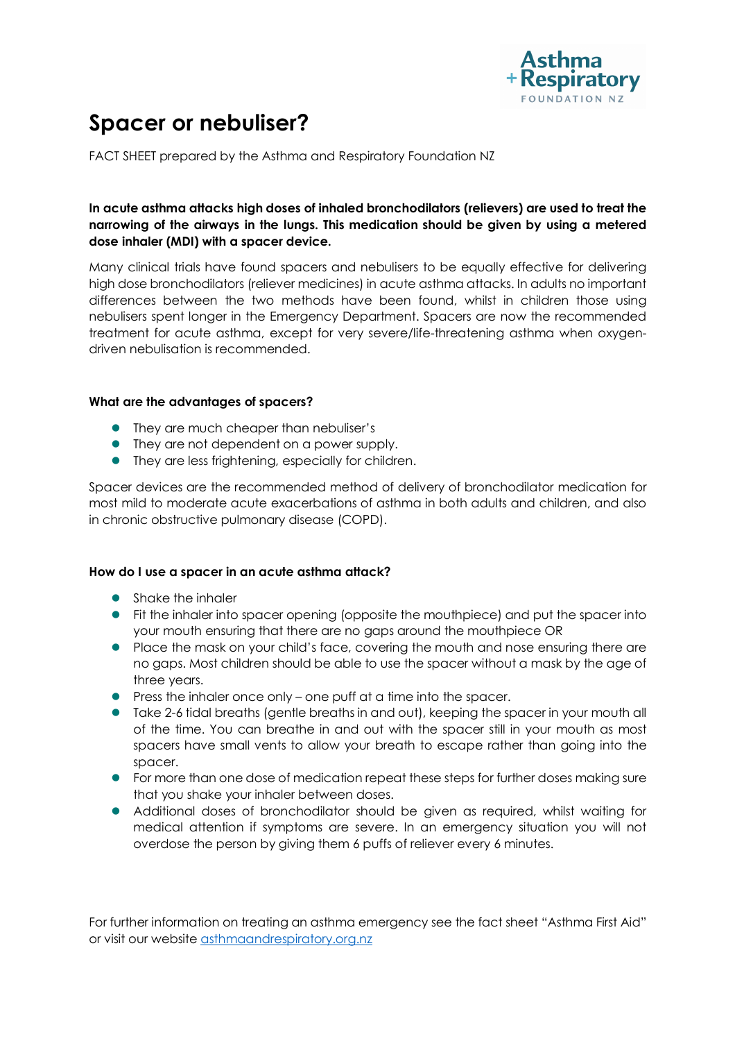# Spacer or nebuliser?

FACT SHEET prepared by the Asthma and Respiratory Foundation NZ

**In acute asthma attacks high doses of inhaled bronchodilators (relievers) are used to treat the narrowing of the airways in the lungs. This medication should be given by using a metered dose inhaler (MDI) with a spacer device.**

Many clinical trials have found spacers and nebulisers to be equally effective for delivering high dose bronchodilators (reliever medicines) in acute asthma attacks. In adults no important differences between the two methods have been found, whilst in children those using nebulisers spent longer in the Emergency Department. Spacers are now the recommended treatment for acute asthma, except for very severe/life-threatening asthma when oxygen-driven nebulisation is recommended.

### What are the advantages of spacers?

- They are much cheaper than nebuliser's
- They are not dependent on a power supply.
- They are less frightening, especially for children.

Spacer devices are the recommended method of delivery of bronchodilator medication for most mild to moderate acute exacerbations of asthma in both adults and children, and also in chronic obstructive pulmonary disease (COPD).

### How do I use a spacer in an acute asthma attack?

- Shake the inhaler
- Fit the inhaler into spacer opening (opposite the mouthpiece) and put the spacer into your mouth ensuring that there are no gaps around the mouthpiece OR
- Place the mask on your child's face, covering the mouth and nose ensuring there are no gaps. Most children should be able to use the spacer without a mask by the age of three years.
- Press the inhaler once only – one puff at a time into the spacer.
- Take 2-6 tidal breaths (gentle breaths in and out), keeping the spacer in your mouth all of the time. You can breathe in and out with the spacer still in your mouth as most spacers have small vents to allow your breath to escape rather than going into the spacer.
- For more than one dose of medication repeat these steps for further doses making sure that you shake your inhaler between doses.
- Additional doses of bronchodilator should be given as required, whilst waiting for medical attention if symptoms are severe. In an emergency situation you will not overdose the person by giving them 6 puffs of reliever every 6 minutes.

For further information on treating an asthma emergency see the fact sheet "Asthma First Aid" or visit our website [asthmaandrespiratory.org.nz](asthmaandrespiratory.org.nz)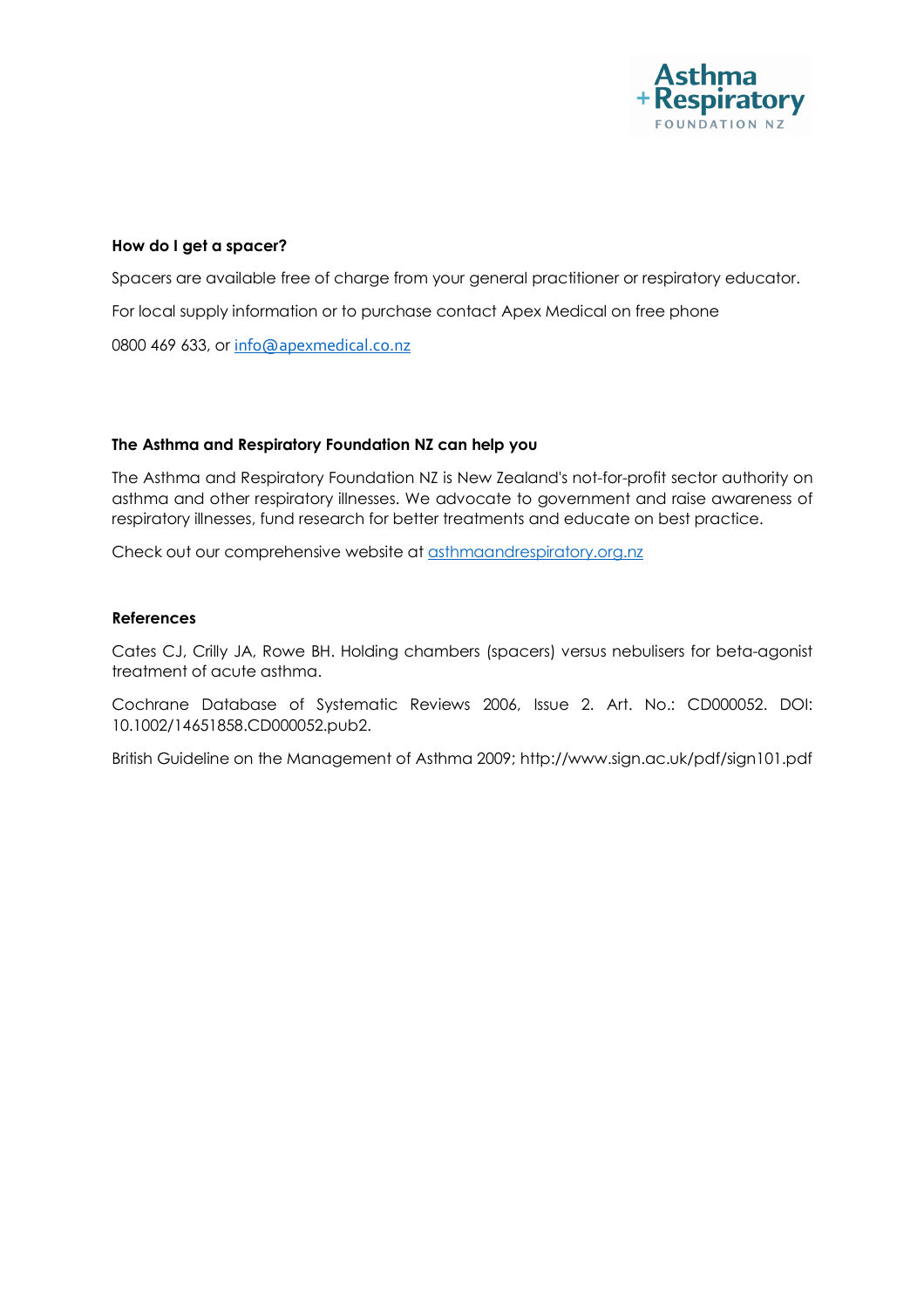### How do I get a spacer?

Spacers are available free of charge from your general practitioner or respiratory educator.

For local supply information or to purchase contact Apex Medical on free phone

0800 469 633, or info@apexmedical.co.nz

### The Asthma and Respiratory Foundation NZ can help you

The Asthma and Respiratory Foundation NZ is New Zealand's not-for-profit sector authority on asthma and other respiratory illnesses. We advocate to government and raise awareness of respiratory illnesses, fund research for better treatments and educate on best practice.

Check out our comprehensive website at asthmaandrespiratory.org.nz

### References

Cates CJ, Crilly JA, Rowe BH. Holding chambers (spacers) versus nebulisers for beta-agonist treatment of acute asthma.

Cochrane Database of Systematic Reviews 2006, Issue 2. Art. No.: CD000052. DOI: 10.1002/14651858.CD000052.pub2.

British Guideline on the Management of Asthma 2009; http://www.sign.ac.uk/pdf/sign101.pdf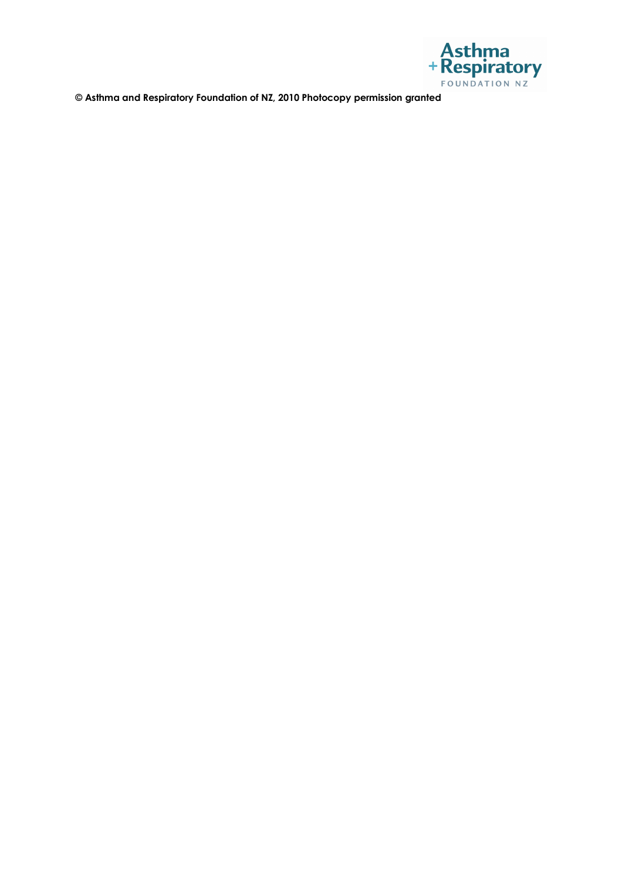© Asthma and Respiratory Foundation of NZ, 2010 Photocopy permission granted